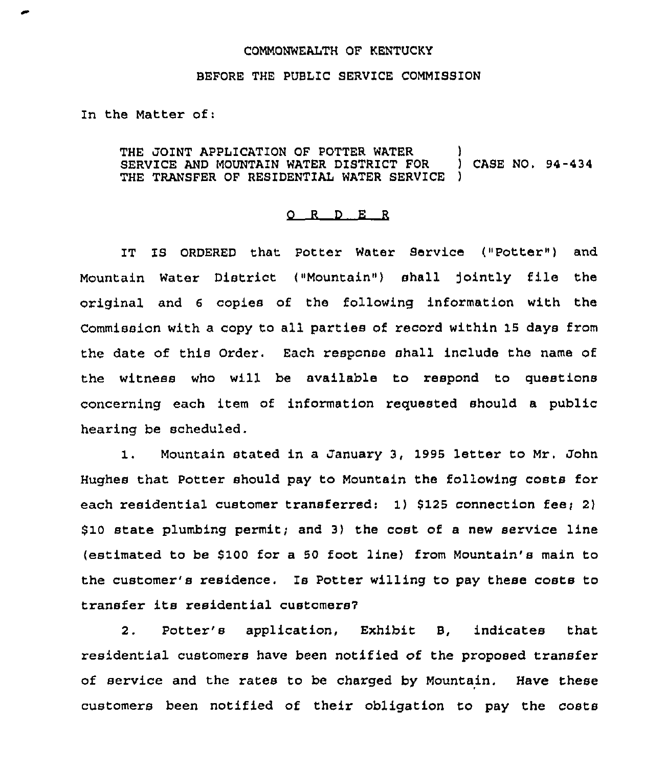COMMONWEALTH OF KENTUCKY

BEFORE THE PUBLIC SERVICE COMMISSION

In the Matter of:

THE JOINT APPLICATION OF POTTER WATER SERVICE AND MOUNTAIN WATER DISTRICT FOR THE TRANSFER OF RESIDENTIAL WATER SERVICE ) CASE NO. 94-434

O R D E R

IT IS ORDERED that Potter Water Service ("Potter") and Mountain Water District ("Mountain") shall jointly file the original and 6 copies of the following information with the Commission with a copy to all parties of record within 15 days from the date of this Order. Each response shall include the name of the witness who will be available to respond to questions concerning each item of information requested should a public hearing be scheduled.

1. Mountain stated in a January 3, 1995 letter to Mr. John Hughes that Potter should pay to Mountain the following costs for each residential customer transferred: 1) $125 connection fee; 2) $10 state plumbing permit; and 3) the cost of a new service line (estimated to be $100 for a 50 foot line) from Mountain's main to the customer's residence. Is Potter willing to pay these costs to transfer its residential customers?

2. Potter's application, Exhibit B, indicates that residential customers have been notified of the proposed transfer of service and the rates to be charged by Mountain. Have these customers been notified of their obligation to pay the costs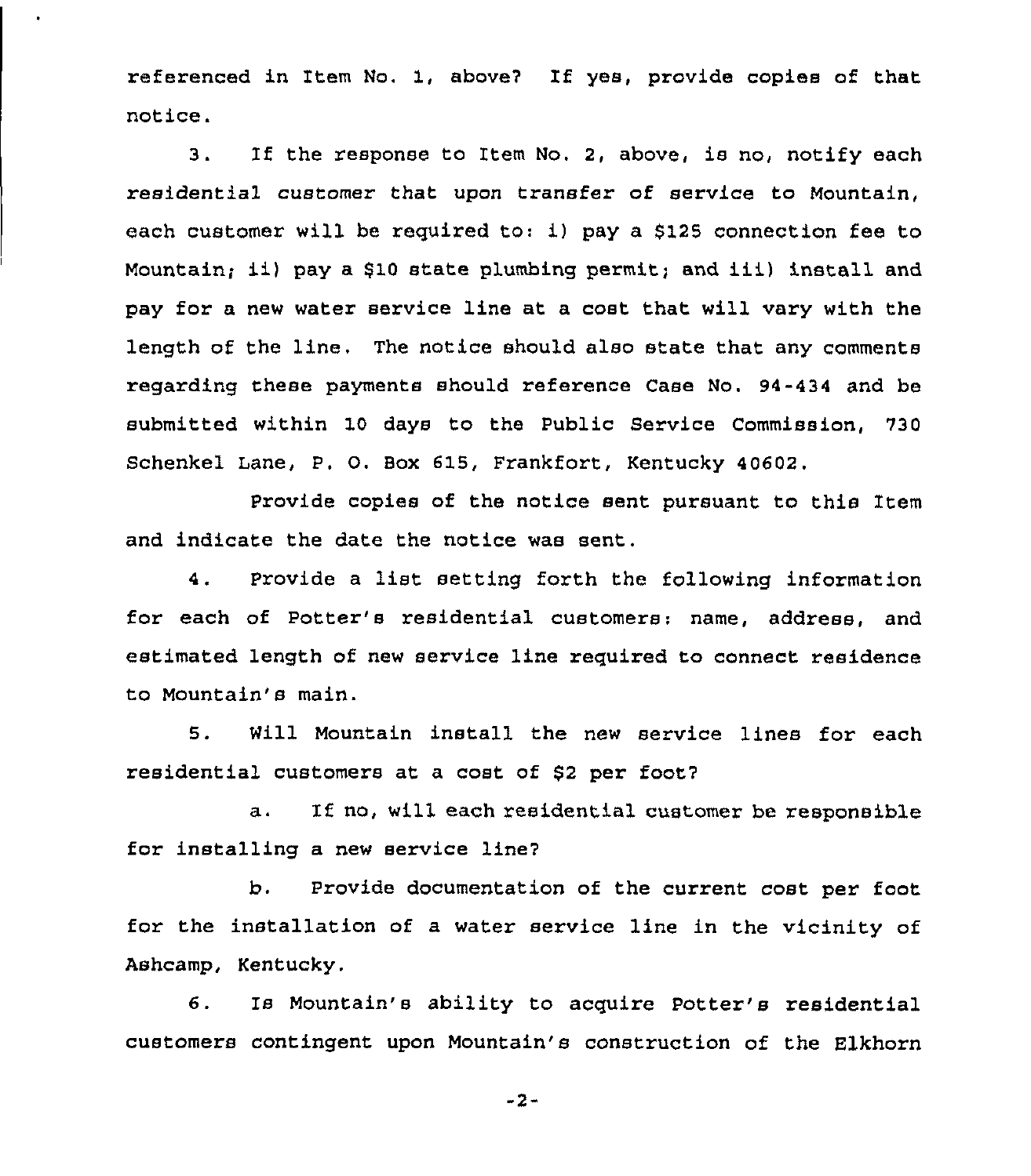referenced in Item No. 1, above? If yes, provide copies of that notice.

3. If the response to Item No. 2, above, is no, notify each residential customer that upon transfer of service to Mountain, each customer will be required to: i) pay a $125 connection fee to Mountain; ii) pay a $10 state plumbing permit; and iii) install and pay for a new water service line at a cost that will vary with the length of the line. The notice should also state that any comments regarding these payments should reference Case No. 94-434 and be submitted within 10 days to the Public Service Commission, 730 Schenkel Lane, P. O. Box 615, Frankfort, Kentucky 40602.

Provide copies of the notice sent pursuant to this Item and indicate the date the notice was sent.

4. Provide a list setting forth the following information for each of Potter's residential customers: name, address, and estimated length of new service line required to connect residence to Mountain's main.

5. Will Mountain install the new service lines for each residential customers at a cost of $2 per foot?

a. If no, will each residential customer be responsible for installing a new service line?

b. Provide documentation of the current cost per foot for the installation of a water service line in the vicinity of Ashcamp, Kentucky.

6. Is Mountain's ability to acquire Potter's residential customers contingent upon Mountain's construction of the Elkhorn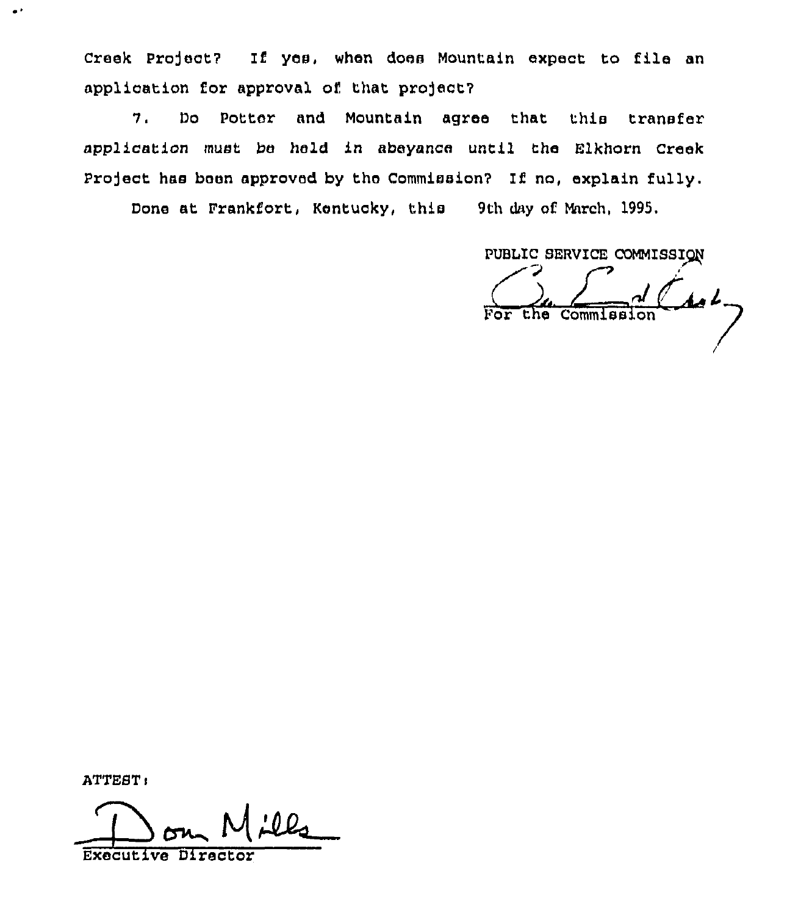Creek Project? If yes, when does Mountain expect to file an application for approval of that project?

7. Do Potter and Mountain agree that this transfer application must be held in abeyance until the Elkhorn Creek Project has been approved by the Commission? If no, explain fully.

Done at Frankfort, Kentucky, this 9th day of March, 1995.

PUBLIC SERVICE COMMISSION

For the Commission

ATTEST:

Executive Director